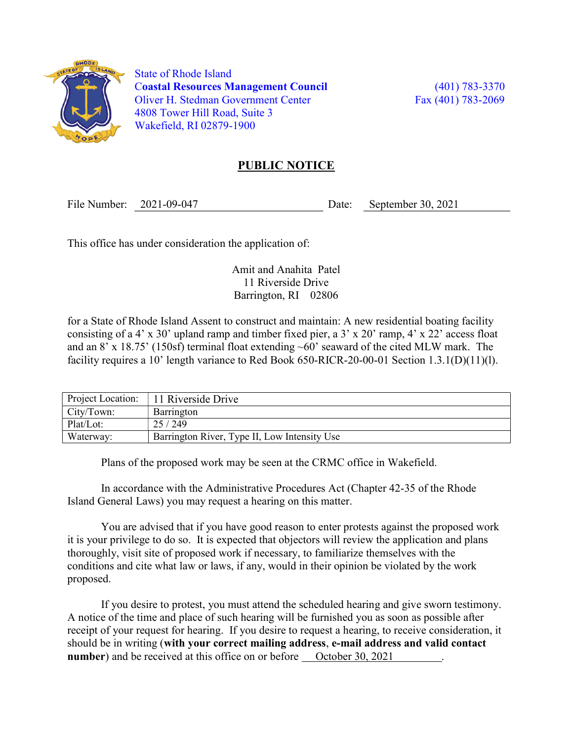State of Rhode Island
**Coastal Resources Management Council**
Oliver H. Stedman Government Center
4808 Tower Hill Road, Suite 3
Wakefield, RI 02879-1900

(401) 783-3370
Fax (401) 783-2069

## PUBLIC NOTICE

File Number: 2021-09-047 Date: September 30, 2021

This office has under consideration the application of:

Amit and Anahita Patel
11 Riverside Drive
Barrington, RI 02806

for a State of Rhode Island Assent to construct and maintain: A new residential boating facility consisting of a 4' x 30' upland ramp and timber fixed pier, a 3' x 20' ramp, 4' x 22' access float and an 8' x 18.75' (150sf) terminal float extending ~60' seaward of the cited MLW mark. The facility requires a 10' length variance to Red Book 650-RICR-20-00-01 Section 1.3.1(D)(11)(l).

| Project Location: | 11 Riverside Drive |
|---|---|
| City/Town: | Barrington |
| Plat/Lot: | 25 / 249 |
| Waterway: | Barrington River, Type II, Low Intensity Use |

Plans of the proposed work may be seen at the CRMC office in Wakefield.

In accordance with the Administrative Procedures Act (Chapter 42-35 of the Rhode Island General Laws) you may request a hearing on this matter.

You are advised that if you have good reason to enter protests against the proposed work it is your privilege to do so. It is expected that objectors will review the application and plans thoroughly, visit site of proposed work if necessary, to familiarize themselves with the conditions and cite what law or laws, if any, would in their opinion be violated by the work proposed.

If you desire to protest, you must attend the scheduled hearing and give sworn testimony. A notice of the time and place of such hearing will be furnished you as soon as possible after receipt of your request for hearing. If you desire to request a hearing, to receive consideration, it should be in writing (**with your correct mailing address**, **e-mail address and valid contact number**) and be received at this office on or before October 30, 2021.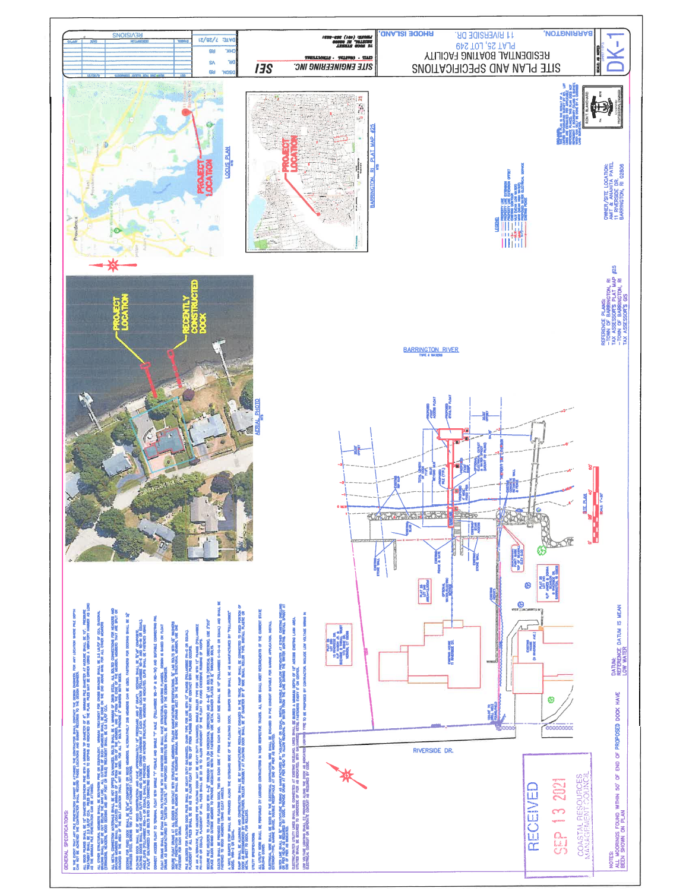# SITE PLAN AND SPECIFICATIONS

RESIDENTIAL BOATING FACILITY
PLAT 25, LOT 246
11 RIVERSIDE DR.
BARRINGTON, RHODE ISLAND.

SITE ENGINEERING INC. — SEI
CIVIL · COASTAL · STRUCTURAL
74 BOOD STREET
BRISTOL, RI 02809
PHONE: (401) 253-2821

| DSGN. | RB | DATE: 7/28/21 |
|---|---|---|
| DR. | VS | |
| CHK. | RB | |

DK-1

## GENERAL SPECIFICATIONS:

## LOCUS PLAN

N.T.S.

PROJECT LOCATION

## BARRINGTON, RI PLAT MAP #25

N.T.S.

PROJECT LOCATION

## AERIAL PHOTO

N.T.S.

PROJECT LOCATION

RECENTLY CONSTRUCTED DOCK

## LEGEND

BARRINGTON RIVER

TYPE 4 WATERS

RIVERSIDE DR.

## SITE PLAN

SCALE: 1"=20'

EXISTING HOUSE 11 RIVERSIDE DR.

PROPERTY LINE EXTENSION

OWNER/SITE LOCATION:
AMIT & ANAHITA PATEL
11 RIVERSIDE DR.
BARRINGTON, RI 02806

REFERENCE PLANS:
- TOWN OF BARRINGTON, RI TAX ASSESSOR'S PLAT MAP #25
- TOWN OF BARRINGTON, RI TAX ASSESSOR'S GIS

DATUM:
REFERENCE DATUM IS MEAN LOW WATER

NOTES:
ALL MOORINGS FOUND WITHIN 50' OF END OF PROPOSED DOCK HAVE BEEN SHOWN ON PLAN

RONT. BLANCHARD
PROFESSIONAL ENGINEER

RECEIVED
SEP 13 2021
COASTAL RESOURCES MANAGEMENT COUNCIL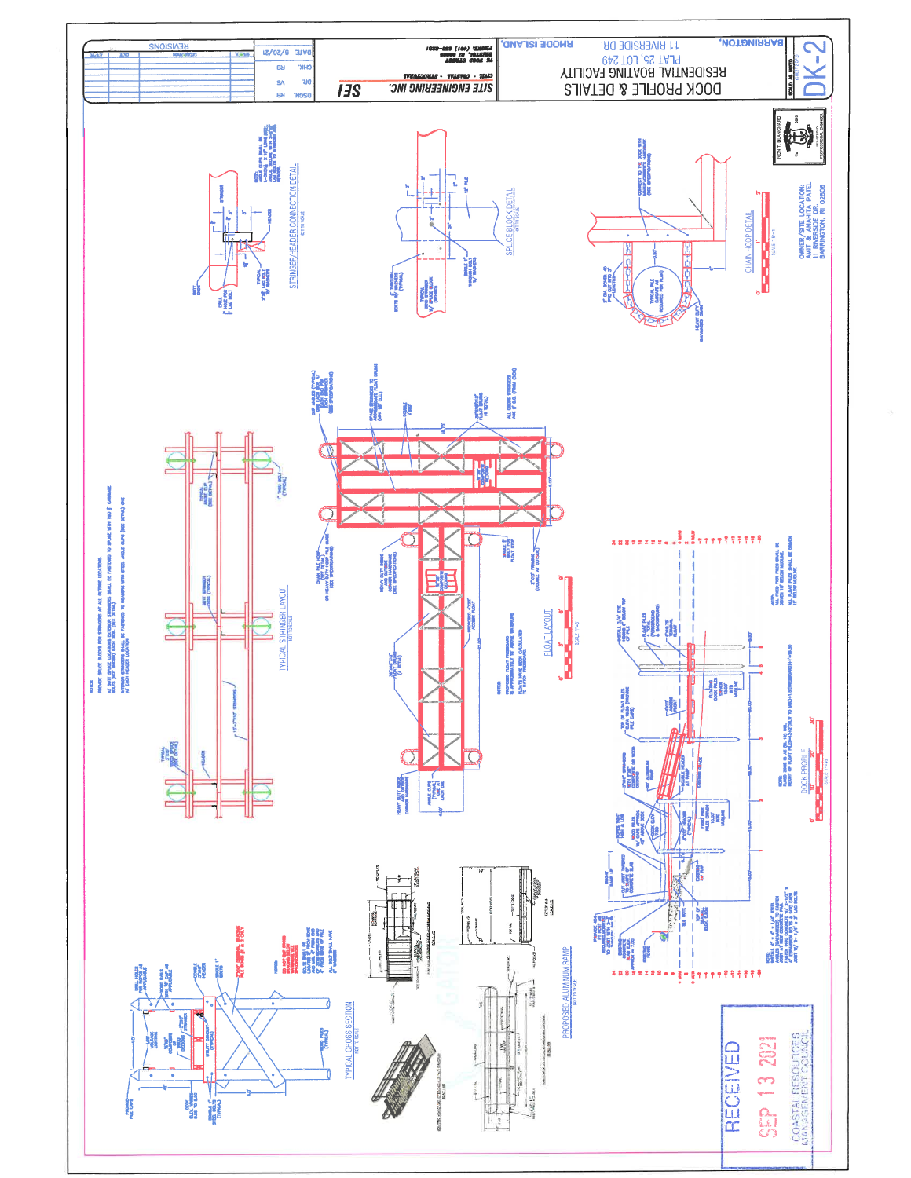# DOCK PROFILE & DETAILS

RESIDENTIAL BOATING FACILITY

PLAT 25, LOT 249

11 RIVERSIDE DR.

BARRINGTON, RHODE ISLAND

DK-2

SITE ENGINEERING INC. — SEI

CIVIL - COASTAL - STRUCTURAL

DSGN: RB | DR: VS | CHK: RB | DATE: 8/20/21

REVISIONS

## STRINGER/HEADER CONNECTION DETAIL

NOT TO SCALE

## SPLICE BLOCK DETAIL

NOT TO SCALE

## CHAIN HOOP DETAIL

## TYPICAL STRINGER LAYOUT

NOT TO SCALE

## FLOAT LAYOUT

## DOCK PROFILE

## TYPICAL CROSS SECTION

NOT TO SCALE

## PROPOSED ALUMINUM RAMP

NOT TO SCALE

OWNER/SITE LOCATION:
AMIT & ANAHITA PATEL
11 RIVERSIDE DR.
BARRINGTON, RI 02806

RECEIVED

SEP 13 2021

COASTAL RESOURCES MANAGEMENT COUNCIL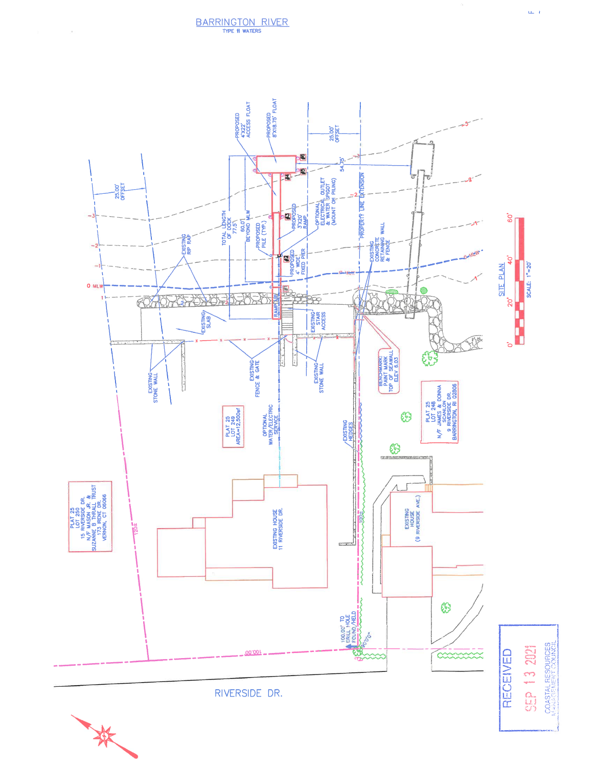# BARRINGTON RIVER

TYPE II WATERS

PROPOSED 4'X22' ACCESS FLOAT

PROPOSED 8'X18.75' FLOAT

TOTAL LENGTH OF DOCK 77.5'

60.0' BEYOND MLW

PROPOSED PILE (TYP.)

PROPOSED 3'X20' RAMP

PROPOSED 4' WIDE FIXED PIER

OPTIONAL ELECTRICAL OUTLET & WATER SPIGOT (MOUNT ON PILING)

25.00' OFFSET

54.75'

PROPERTY LINE EXTENSION

25.00' OFFSET

EXISTING RIP RAP

EXISTING CONCRETE RETAINING WALL & FENCE

0 MLW

RAMP HUB

EXISTING SLAB

EXISTING STAIR ACCESS

EXISTING STONE WALL

EXISTING FENCE & GATE

EXISTING STONE WALL

BENCHMARK: PAINT MARK TOP OF SEAWALL ELEV 6.03

PLAT 25 LOT 249 AREA=12,500sf

OPTIONAL WATER/ELECTRIC SERVICE

EXISTING HEDGES

PLAT 25 LOT 248 N/F JAMES & DONNA SCANLON 9 RIVERSIDE DR. BARRINGTON, RI 02806

PLAT 25 LOT 250 15 RIVERSIDE DR. N/F MASON JR. & SUZANNE B THRALL TRUST 173 IRENE DR. VERNON, CT 06066

EXISTING HOUSE 11 RIVERSIDE DR.

EXISTING HOUSE (9 RIVERSIDE AVE.)

125'±

100'±

100.00' TO DRILL HOLE FOUND/HELD

90°00'

100.00'

RIVERSIDE DR.

SITE PLAN

SCALE: 1"=20'

0' 20' 40' 60'

RECEIVED

SEP 13 2021

COASTAL RESOURCES MANAGEMENT COUNCIL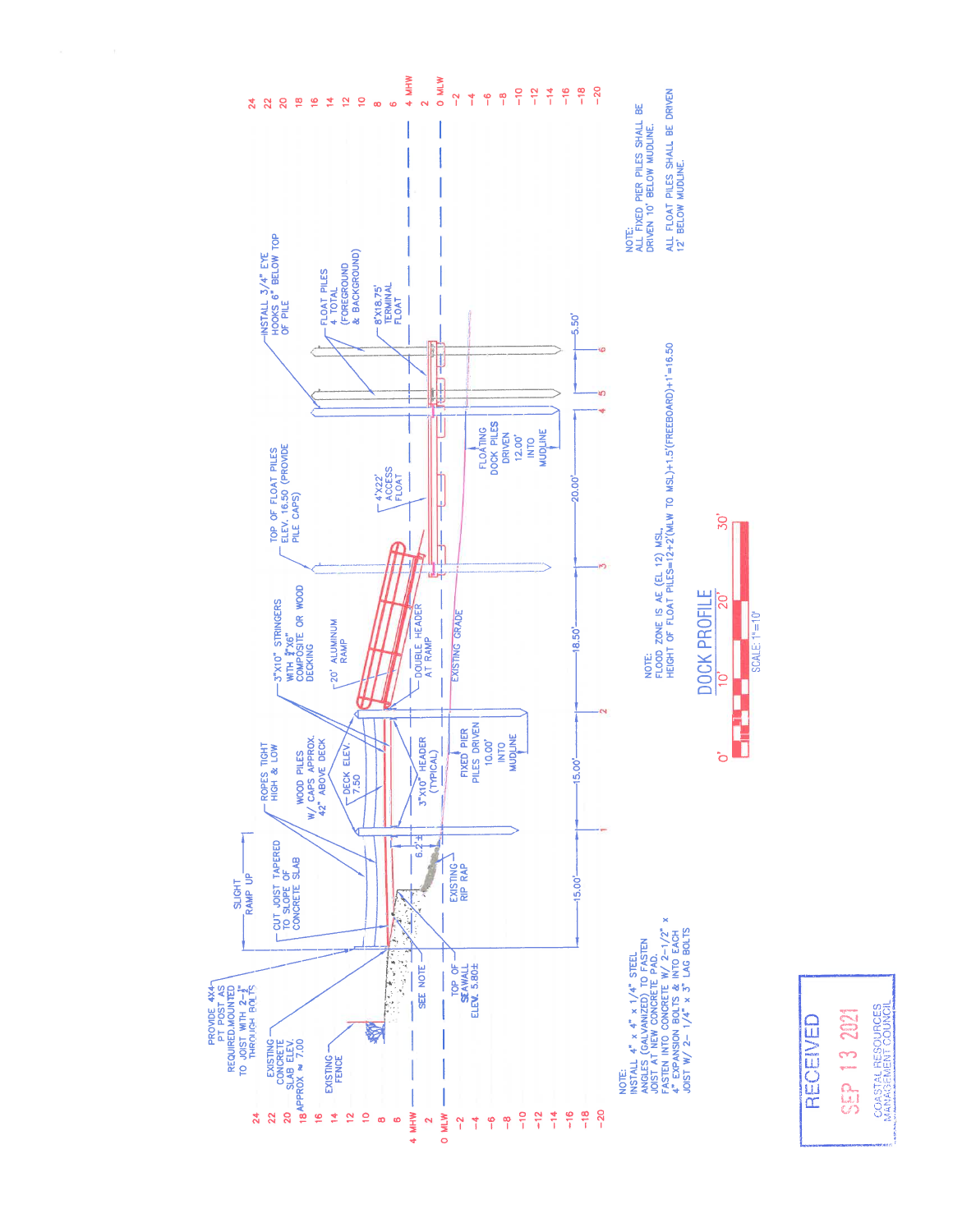# DOCK PROFILE

SCALE: 1"=10'

0' 10' 20' 30'

24
22
20
18
16
14
12
10
8
6
4 MHW
2
0 MLW
-2
-4
-6
-8
-10
-12
-14
-16
-18
-20

PROVIDE 4X4 PT POST AS REQUIRED,MOUNTED TO JOIST WITH 2-½" THROUGH BOLTS

EXISTING CONCRETE SLAB ELEV. APPROX = 7.00

EXISTING FENCE

SLIGHT RAMP UP

CUT JOIST TAPERED TO SLOPE OF CONCRETE SLAB

ROPES TIGHT HIGH & LOW

WOOD PILES W/ CAPS APPROX. 42" ABOVE DECK

DECK ELEV. 7.50

3"X10" STRINGERS WITH 2"X6" COMPOSITE OR WOOD DECKING

20' ALUMINUM RAMP

DOUBLE HEADER AT RAMP

EXISTING GRADE

TOP OF FLOAT PILES ELEV. 16.50 (PROVIDE PILE CAPS)

4'X22' ACCESS FLOAT

FLOATING DOCK PILES DRIVEN 12.00' INTO MUDLINE

INSTALL 3/4" EYE HOOKS 6" BELOW TOP OF PILE

FLOAT PILES 4 TOTAL (FOREGROUND & BACKGROUND)

8'X18.75' TERMINAL FLOAT

SEE NOTE

TOP OF SEAWALL ELEV. 5.80±

EXISTING RIP RAP

6.2'±

3"X10" HEADER (TYPICAL)

FIXED PIER PILES DRIVEN 10.00' INTO MUDLINE

15.00' 15.00' 18.50' 20.00' 5.50'

1 2 3 4 5 6

NOTE:
INSTALL 4" x 4" x 1/4" STEEL ANGLES (GALVANIZED) TO FASTEN JOIST AT NEW CONCRETE PAD. FASTEN INTO CONCRETE W/ 2-1/2" x 4" EXPANSION BOLTS & INTO EACH JOIST W/ 2- 1/4" x 3" LAG BOLTS

NOTE:
FLOOD ZONE IS AE (EL 12) MSL.
HEIGHT OF FLOAT PILES=12+2'(MLW TO MSL)+1.5'(FREEBOARD)+1'=16.50

NOTE:
ALL FIXED PIER PILES SHALL BE DRIVEN 10' BELOW MUDLINE.

ALL FLOAT PILES SHALL BE DRIVEN 12' BELOW MUDLINE.

RECEIVED
SEP 13 2021
COASTAL RESOURCES MANAGEMENT COUNCIL